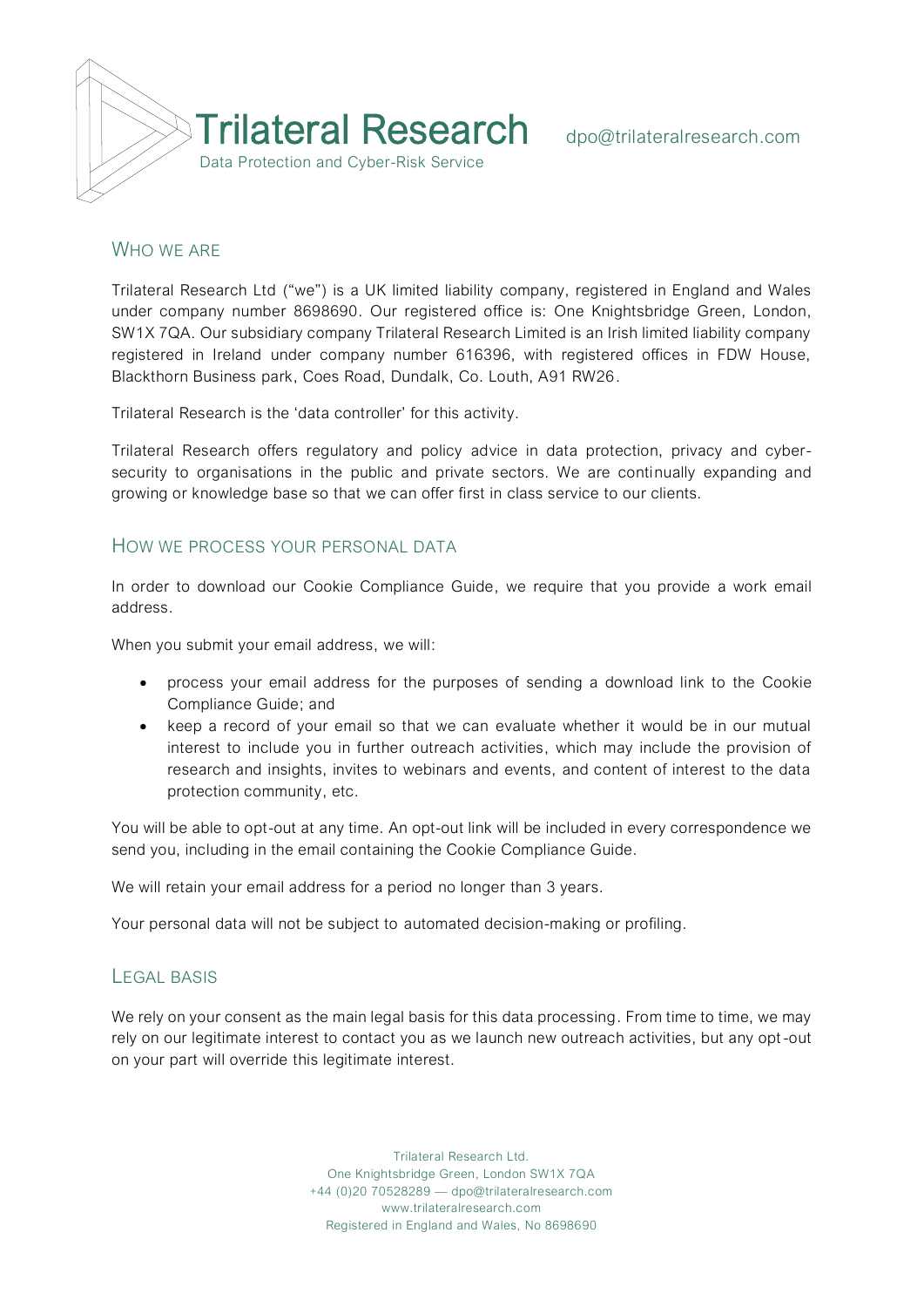# Trilateral Research

Data Protection and Cyber-Risk Service

dpo@trilateralresearch.com

## Who we are

Trilateral Research Ltd ("we") is a UK limited liability company, registered in England and Wales under company number 8698690. Our registered office is: One Knightsbridge Green, London, SW1X 7QA. Our subsidiary company Trilateral Research Limited is an Irish limited liability company registered in Ireland under company number 616396, with registered offices in FDW House, Blackthorn Business park, Coes Road, Dundalk, Co. Louth, A91 RW26.

Trilateral Research is the 'data controller' for this activity.

Trilateral Research offers regulatory and policy advice in data protection, privacy and cyber-security to organisations in the public and private sectors. We are continually expanding and growing or knowledge base so that we can offer first in class service to our clients.

## How we process your personal data

In order to download our Cookie Compliance Guide, we require that you provide a work email address.

When you submit your email address, we will:

- process your email address for the purposes of sending a download link to the Cookie Compliance Guide; and
- keep a record of your email so that we can evaluate whether it would be in our mutual interest to include you in further outreach activities, which may include the provision of research and insights, invites to webinars and events, and content of interest to the data protection community, etc.

You will be able to opt-out at any time. An opt-out link will be included in every correspondence we send you, including in the email containing the Cookie Compliance Guide.

We will retain your email address for a period no longer than 3 years.

Your personal data will not be subject to automated decision-making or profiling.

## Legal basis

We rely on your consent as the main legal basis for this data processing. From time to time, we may rely on our legitimate interest to contact you as we launch new outreach activities, but any opt-out on your part will override this legitimate interest.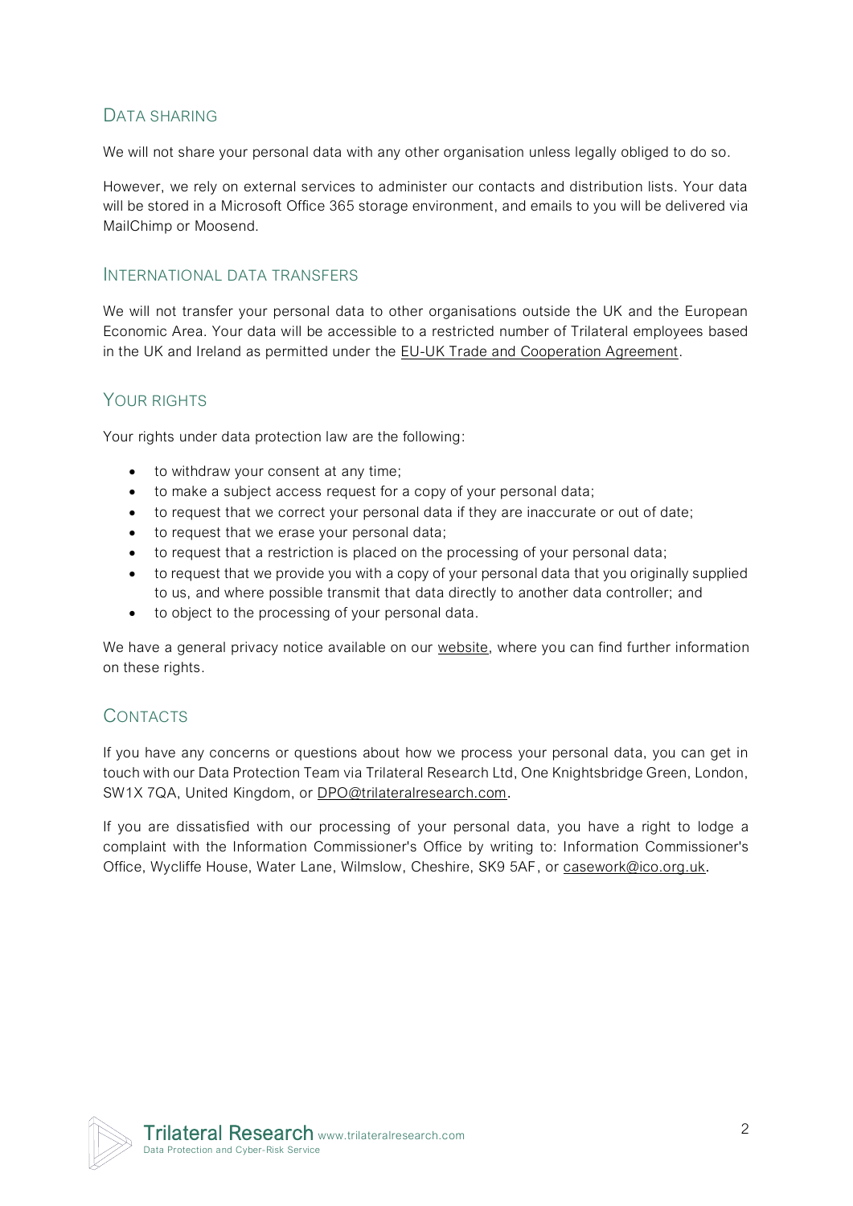## Data sharing

We will not share your personal data with any other organisation unless legally obliged to do so.

However, we rely on external services to administer our contacts and distribution lists. Your data will be stored in a Microsoft Office 365 storage environment, and emails to you will be delivered via MailChimp or Moosend.

## International data transfers

We will not transfer your personal data to other organisations outside the UK and the European Economic Area. Your data will be accessible to a restricted number of Trilateral employees based in the UK and Ireland as permitted under the EU-UK Trade and Cooperation Agreement.

## Your rights

Your rights under data protection law are the following:

- to withdraw your consent at any time;
- to make a subject access request for a copy of your personal data;
- to request that we correct your personal data if they are inaccurate or out of date;
- to request that we erase your personal data;
- to request that a restriction is placed on the processing of your personal data;
- to request that we provide you with a copy of your personal data that you originally supplied to us, and where possible transmit that data directly to another data controller; and
- to object to the processing of your personal data.

We have a general privacy notice available on our website, where you can find further information on these rights.

## Contacts

If you have any concerns or questions about how we process your personal data, you can get in touch with our Data Protection Team via Trilateral Research Ltd, One Knightsbridge Green, London, SW1X 7QA, United Kingdom, or DPO@trilateralresearch.com.

If you are dissatisfied with our processing of your personal data, you have a right to lodge a complaint with the Information Commissioner's Office by writing to: Information Commissioner's Office, Wycliffe House, Water Lane, Wilmslow, Cheshire, SK9 5AF, or casework@ico.org.uk.